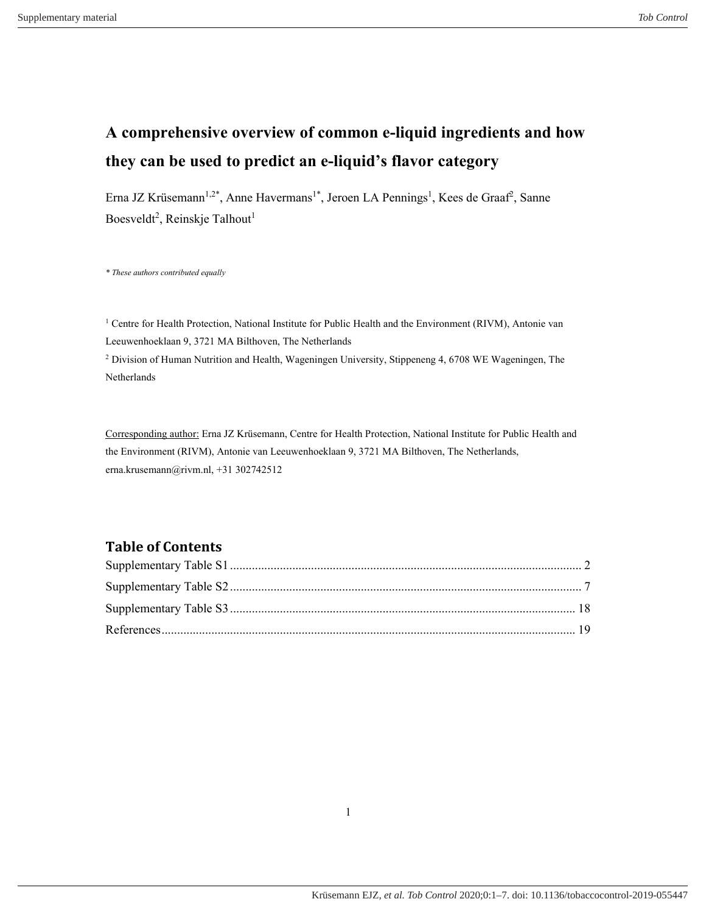# A comprehensive overview of common e-liquid ingredients and how they can be used to predict an e-liquid's flavor category

Erna JZ Krüsemann[1,2*], Anne Havermans[1*], Jeroen LA Pennings[1], Kees de Graaf[2], Sanne Boesveldt[2], Reinskje Talhout[1]

*\* These authors contributed equally*

[1] Centre for Health Protection, National Institute for Public Health and the Environment (RIVM), Antonie van Leeuwenhoeklaan 9, 3721 MA Bilthoven, The Netherlands

[2] Division of Human Nutrition and Health, Wageningen University, Stippeneng 4, 6708 WE Wageningen, The Netherlands

Corresponding author: Erna JZ Krüsemann, Centre for Health Protection, National Institute for Public Health and the Environment (RIVM), Antonie van Leeuwenhoeklaan 9, 3721 MA Bilthoven, The Netherlands, erna.krusemann@rivm.nl, +31 302742512

## Table of Contents

Supplementary Table S1 ........ 2
Supplementary Table S2 ........ 7
Supplementary Table S3 ........ 18
References ........ 19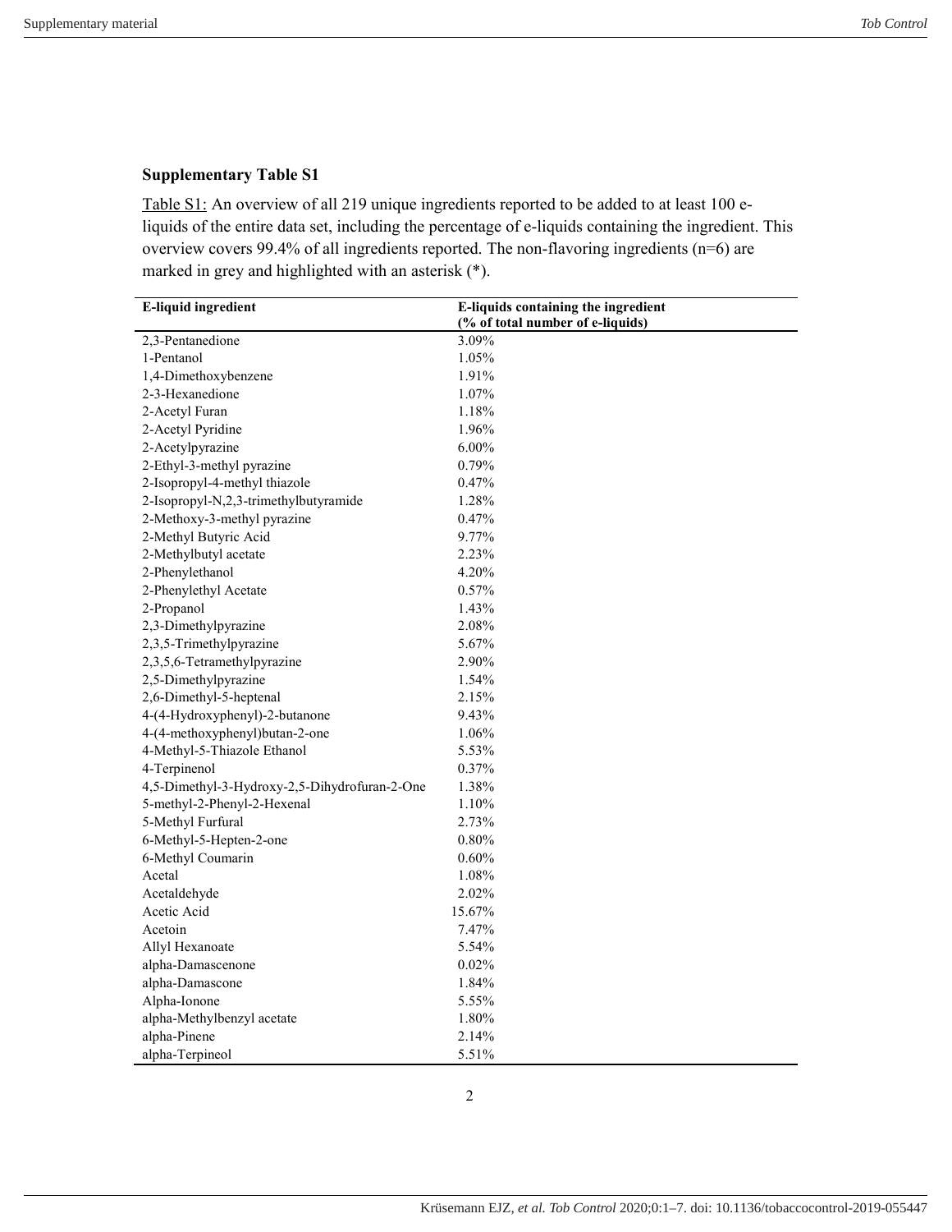### Supplementary Table S1

Table S1: An overview of all 219 unique ingredients reported to be added to at least 100 e-liquids of the entire data set, including the percentage of e-liquids containing the ingredient. This overview covers 99.4% of all ingredients reported. The non-flavoring ingredients (n=6) are marked in grey and highlighted with an asterisk (*).

| E-liquid ingredient | E-liquids containing the ingredient (% of total number of e-liquids) |
|---|---|
| 2,3-Pentanedione | 3.09% |
| 1-Pentanol | 1.05% |
| 1,4-Dimethoxybenzene | 1.91% |
| 2-3-Hexanedione | 1.07% |
| 2-Acetyl Furan | 1.18% |
| 2-Acetyl Pyridine | 1.96% |
| 2-Acetylpyrazine | 6.00% |
| 2-Ethyl-3-methyl pyrazine | 0.79% |
| 2-Isopropyl-4-methyl thiazole | 0.47% |
| 2-Isopropyl-N,2,3-trimethylbutyramide | 1.28% |
| 2-Methoxy-3-methyl pyrazine | 0.47% |
| 2-Methyl Butyric Acid | 9.77% |
| 2-Methylbutyl acetate | 2.23% |
| 2-Phenylethanol | 4.20% |
| 2-Phenylethyl Acetate | 0.57% |
| 2-Propanol | 1.43% |
| 2,3-Dimethylpyrazine | 2.08% |
| 2,3,5-Trimethylpyrazine | 5.67% |
| 2,3,5,6-Tetramethylpyrazine | 2.90% |
| 2,5-Dimethylpyrazine | 1.54% |
| 2,6-Dimethyl-5-heptenal | 2.15% |
| 4-(4-Hydroxyphenyl)-2-butanone | 9.43% |
| 4-(4-methoxyphenyl)butan-2-one | 1.06% |
| 4-Methyl-5-Thiazole Ethanol | 5.53% |
| 4-Terpinenol | 0.37% |
| 4,5-Dimethyl-3-Hydroxy-2,5-Dihydrofuran-2-One | 1.38% |
| 5-methyl-2-Phenyl-2-Hexenal | 1.10% |
| 5-Methyl Furfural | 2.73% |
| 6-Methyl-5-Hepten-2-one | 0.80% |
| 6-Methyl Coumarin | 0.60% |
| Acetal | 1.08% |
| Acetaldehyde | 2.02% |
| Acetic Acid | 15.67% |
| Acetoin | 7.47% |
| Allyl Hexanoate | 5.54% |
| alpha-Damascenone | 0.02% |
| alpha-Damascone | 1.84% |
| Alpha-Ionone | 5.55% |
| alpha-Methylbenzyl acetate | 1.80% |
| alpha-Pinene | 2.14% |
| alpha-Terpineol | 5.51% |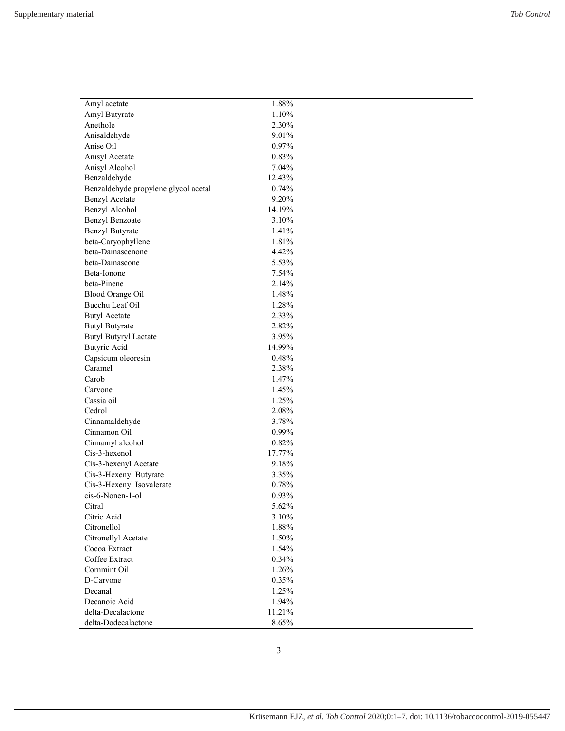| | |
|---|---|
| Amyl acetate | 1.88% |
| Amyl Butyrate | 1.10% |
| Anethole | 2.30% |
| Anisaldehyde | 9.01% |
| Anise Oil | 0.97% |
| Anisyl Acetate | 0.83% |
| Anisyl Alcohol | 7.04% |
| Benzaldehyde | 12.43% |
| Benzaldehyde propylene glycol acetal | 0.74% |
| Benzyl Acetate | 9.20% |
| Benzyl Alcohol | 14.19% |
| Benzyl Benzoate | 3.10% |
| Benzyl Butyrate | 1.41% |
| beta-Caryophyllene | 1.81% |
| beta-Damascenone | 4.42% |
| beta-Damascone | 5.53% |
| Beta-Ionone | 7.54% |
| beta-Pinene | 2.14% |
| Blood Orange Oil | 1.48% |
| Bucchu Leaf Oil | 1.28% |
| Butyl Acetate | 2.33% |
| Butyl Butyrate | 2.82% |
| Butyl Butyryl Lactate | 3.95% |
| Butyric Acid | 14.99% |
| Capsicum oleoresin | 0.48% |
| Caramel | 2.38% |
| Carob | 1.47% |
| Carvone | 1.45% |
| Cassia oil | 1.25% |
| Cedrol | 2.08% |
| Cinnamaldehyde | 3.78% |
| Cinnamon Oil | 0.99% |
| Cinnamyl alcohol | 0.82% |
| Cis-3-hexenol | 17.77% |
| Cis-3-hexenyl Acetate | 9.18% |
| Cis-3-Hexenyl Butyrate | 3.35% |
| Cis-3-Hexenyl Isovalerate | 0.78% |
| cis-6-Nonen-1-ol | 0.93% |
| Citral | 5.62% |
| Citric Acid | 3.10% |
| Citronellol | 1.88% |
| Citronellyl Acetate | 1.50% |
| Cocoa Extract | 1.54% |
| Coffee Extract | 0.34% |
| Cornmint Oil | 1.26% |
| D-Carvone | 0.35% |
| Decanal | 1.25% |
| Decanoic Acid | 1.94% |
| delta-Decalactone | 11.21% |
| delta-Dodecalactone | 8.65% |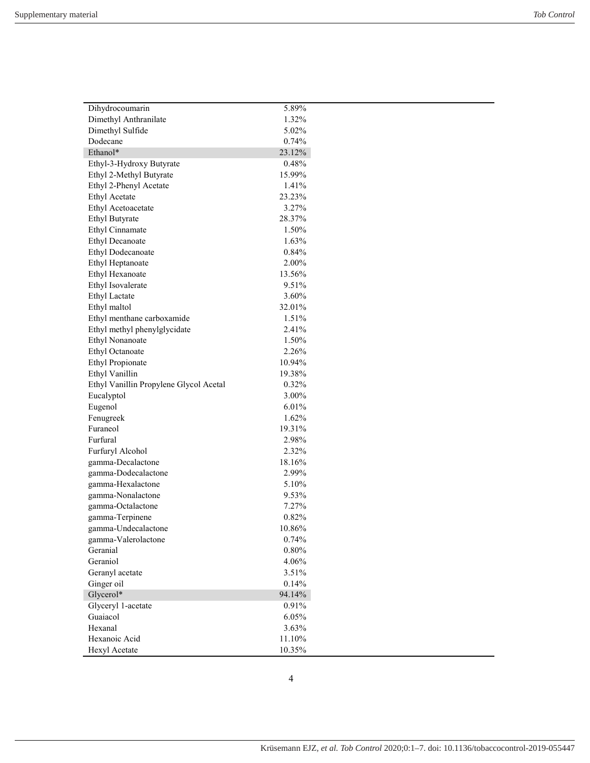| | |
|---|---|
| Dihydrocoumarin | 5.89% |
| Dimethyl Anthranilate | 1.32% |
| Dimethyl Sulfide | 5.02% |
| Dodecane | 0.74% |
| Ethanol* | 23.12% |
| Ethyl-3-Hydroxy Butyrate | 0.48% |
| Ethyl 2-Methyl Butyrate | 15.99% |
| Ethyl 2-Phenyl Acetate | 1.41% |
| Ethyl Acetate | 23.23% |
| Ethyl Acetoacetate | 3.27% |
| Ethyl Butyrate | 28.37% |
| Ethyl Cinnamate | 1.50% |
| Ethyl Decanoate | 1.63% |
| Ethyl Dodecanoate | 0.84% |
| Ethyl Heptanoate | 2.00% |
| Ethyl Hexanoate | 13.56% |
| Ethyl Isovalerate | 9.51% |
| Ethyl Lactate | 3.60% |
| Ethyl maltol | 32.01% |
| Ethyl menthane carboxamide | 1.51% |
| Ethyl methyl phenylglycidate | 2.41% |
| Ethyl Nonanoate | 1.50% |
| Ethyl Octanoate | 2.26% |
| Ethyl Propionate | 10.94% |
| Ethyl Vanillin | 19.38% |
| Ethyl Vanillin Propylene Glycol Acetal | 0.32% |
| Eucalyptol | 3.00% |
| Eugenol | 6.01% |
| Fenugreek | 1.62% |
| Furaneol | 19.31% |
| Furfural | 2.98% |
| Furfuryl Alcohol | 2.32% |
| gamma-Decalactone | 18.16% |
| gamma-Dodecalactone | 2.99% |
| gamma-Hexalactone | 5.10% |
| gamma-Nonalactone | 9.53% |
| gamma-Octalactone | 7.27% |
| gamma-Terpinene | 0.82% |
| gamma-Undecalactone | 10.86% |
| gamma-Valerolactone | 0.74% |
| Geranial | 0.80% |
| Geraniol | 4.06% |
| Geranyl acetate | 3.51% |
| Ginger oil | 0.14% |
| Glycerol* | 94.14% |
| Glyceryl 1-acetate | 0.91% |
| Guaiacol | 6.05% |
| Hexanal | 3.63% |
| Hexanoic Acid | 11.10% |
| Hexyl Acetate | 10.35% |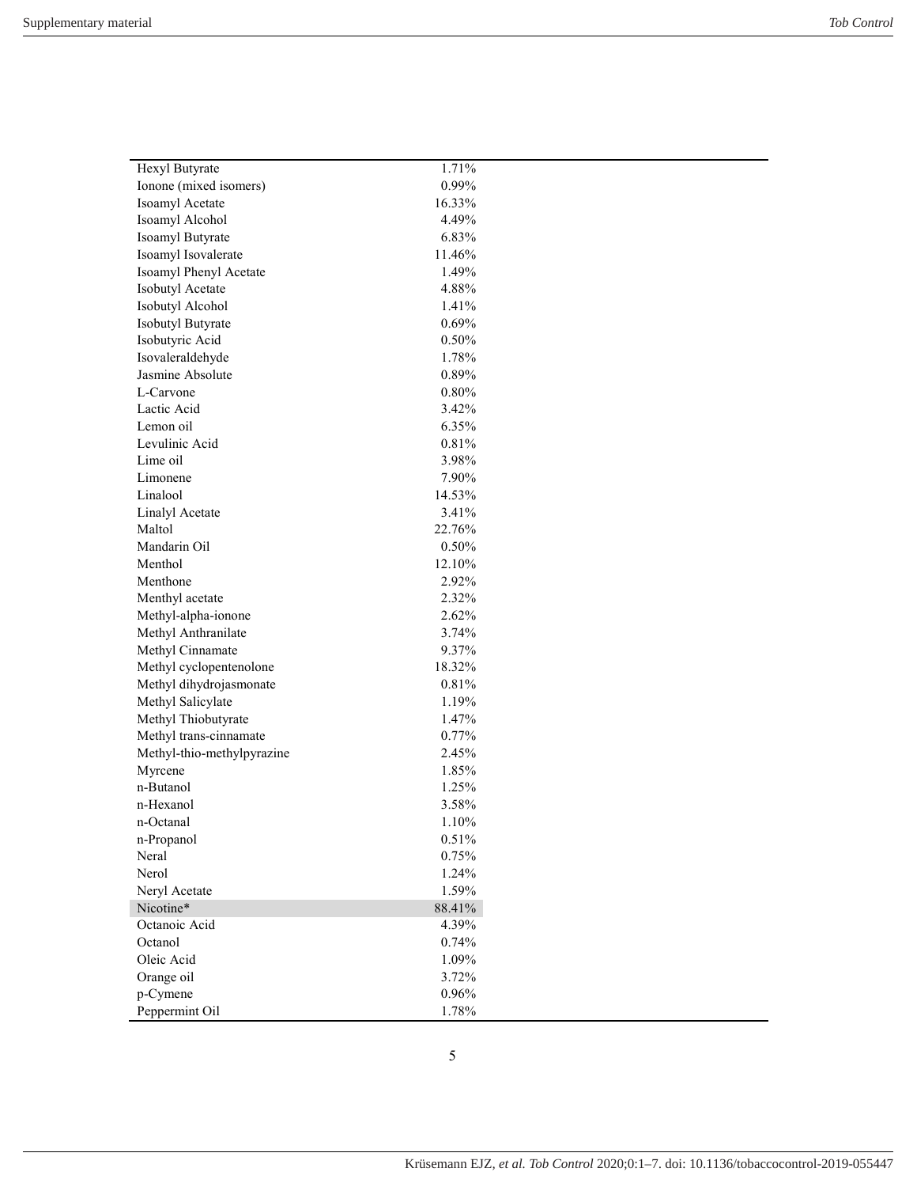| | |
|---|---|
| Hexyl Butyrate | 1.71% |
| Ionone (mixed isomers) | 0.99% |
| Isoamyl Acetate | 16.33% |
| Isoamyl Alcohol | 4.49% |
| Isoamyl Butyrate | 6.83% |
| Isoamyl Isovalerate | 11.46% |
| Isoamyl Phenyl Acetate | 1.49% |
| Isobutyl Acetate | 4.88% |
| Isobutyl Alcohol | 1.41% |
| Isobutyl Butyrate | 0.69% |
| Isobutyric Acid | 0.50% |
| Isovaleraldehyde | 1.78% |
| Jasmine Absolute | 0.89% |
| L-Carvone | 0.80% |
| Lactic Acid | 3.42% |
| Lemon oil | 6.35% |
| Levulinic Acid | 0.81% |
| Lime oil | 3.98% |
| Limonene | 7.90% |
| Linalool | 14.53% |
| Linalyl Acetate | 3.41% |
| Maltol | 22.76% |
| Mandarin Oil | 0.50% |
| Menthol | 12.10% |
| Menthone | 2.92% |
| Menthyl acetate | 2.32% |
| Methyl-alpha-ionone | 2.62% |
| Methyl Anthranilate | 3.74% |
| Methyl Cinnamate | 9.37% |
| Methyl cyclopentenolone | 18.32% |
| Methyl dihydrojasmonate | 0.81% |
| Methyl Salicylate | 1.19% |
| Methyl Thiobutyrate | 1.47% |
| Methyl trans-cinnamate | 0.77% |
| Methyl-thio-methylpyrazine | 2.45% |
| Myrcene | 1.85% |
| n-Butanol | 1.25% |
| n-Hexanol | 3.58% |
| n-Octanal | 1.10% |
| n-Propanol | 0.51% |
| Neral | 0.75% |
| Nerol | 1.24% |
| Neryl Acetate | 1.59% |
| Nicotine* | 88.41% |
| Octanoic Acid | 4.39% |
| Octanol | 0.74% |
| Oleic Acid | 1.09% |
| Orange oil | 3.72% |
| p-Cymene | 0.96% |
| Peppermint Oil | 1.78% |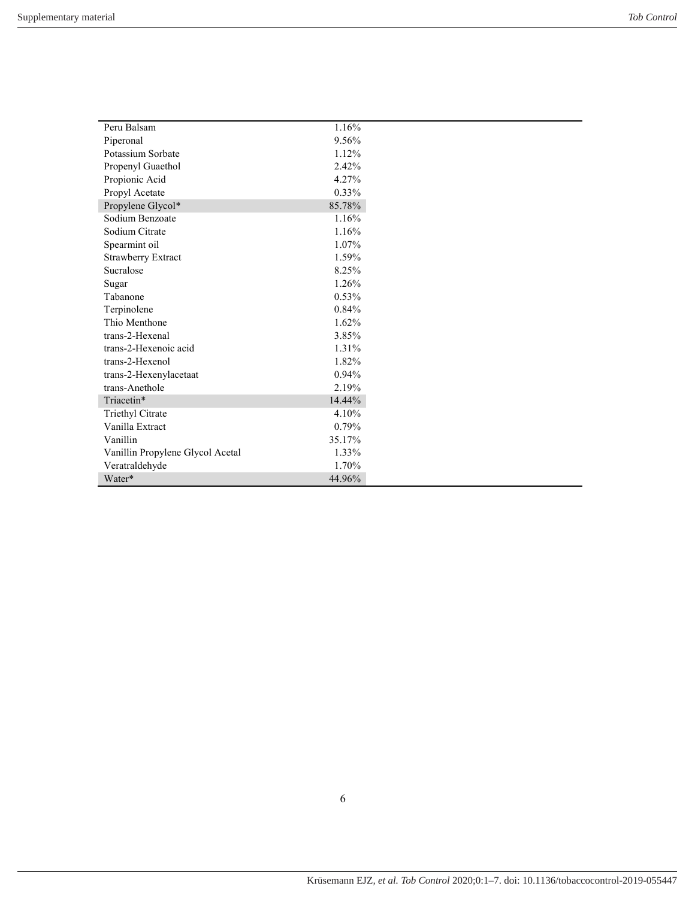| | |
|---|---|
| Peru Balsam | 1.16% |
| Piperonal | 9.56% |
| Potassium Sorbate | 1.12% |
| Propenyl Guaethol | 2.42% |
| Propionic Acid | 4.27% |
| Propyl Acetate | 0.33% |
| Propylene Glycol* | 85.78% |
| Sodium Benzoate | 1.16% |
| Sodium Citrate | 1.16% |
| Spearmint oil | 1.07% |
| Strawberry Extract | 1.59% |
| Sucralose | 8.25% |
| Sugar | 1.26% |
| Tabanone | 0.53% |
| Terpinolene | 0.84% |
| Thio Menthone | 1.62% |
| trans-2-Hexenal | 3.85% |
| trans-2-Hexenoic acid | 1.31% |
| trans-2-Hexenol | 1.82% |
| trans-2-Hexenylacetaat | 0.94% |
| trans-Anethole | 2.19% |
| Triacetin* | 14.44% |
| Triethyl Citrate | 4.10% |
| Vanilla Extract | 0.79% |
| Vanillin | 35.17% |
| Vanillin Propylene Glycol Acetal | 1.33% |
| Veratraldehyde | 1.70% |
| Water* | 44.96% |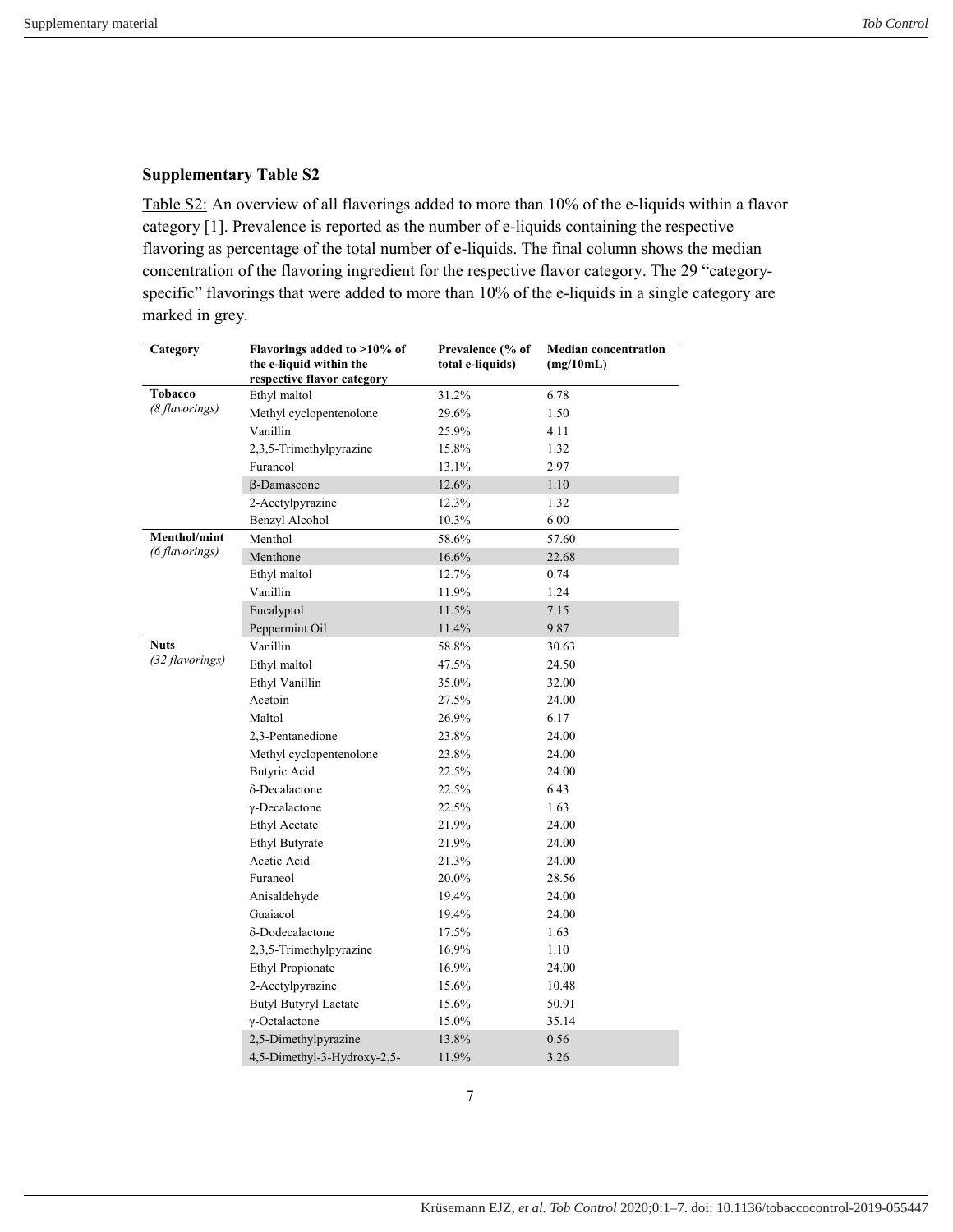### Supplementary Table S2

Table S2: An overview of all flavorings added to more than 10% of the e-liquids within a flavor category [1]. Prevalence is reported as the number of e-liquids containing the respective flavoring as percentage of the total number of e-liquids. The final column shows the median concentration of the flavoring ingredient for the respective flavor category. The 29 "category-specific" flavorings that were added to more than 10% of the e-liquids in a single category are marked in grey.

| Category | Flavorings added to >10% of the e-liquid within the respective flavor category | Prevalence (% of total e-liquids) | Median concentration (mg/10mL) |
|---|---|---|---|
| **Tobacco** *(8 flavorings)* | Ethyl maltol | 31.2% | 6.78 |
| | Methyl cyclopentenolone | 29.6% | 1.50 |
| | Vanillin | 25.9% | 4.11 |
| | 2,3,5-Trimethylpyrazine | 15.8% | 1.32 |
| | Furaneol | 13.1% | 2.97 |
| | β-Damascone | 12.6% | 1.10 |
| | 2-Acetylpyrazine | 12.3% | 1.32 |
| | Benzyl Alcohol | 10.3% | 6.00 |
| **Menthol/mint** *(6 flavorings)* | Menthol | 58.6% | 57.60 |
| | Menthone | 16.6% | 22.68 |
| | Ethyl maltol | 12.7% | 0.74 |
| | Vanillin | 11.9% | 1.24 |
| | Eucalyptol | 11.5% | 7.15 |
| | Peppermint Oil | 11.4% | 9.87 |
| **Nuts** *(32 flavorings)* | Vanillin | 58.8% | 30.63 |
| | Ethyl maltol | 47.5% | 24.50 |
| | Ethyl Vanillin | 35.0% | 32.00 |
| | Acetoin | 27.5% | 24.00 |
| | Maltol | 26.9% | 6.17 |
| | 2,3-Pentanedione | 23.8% | 24.00 |
| | Methyl cyclopentenolone | 23.8% | 24.00 |
| | Butyric Acid | 22.5% | 24.00 |
| | δ-Decalactone | 22.5% | 6.43 |
| | γ-Decalactone | 22.5% | 1.63 |
| | Ethyl Acetate | 21.9% | 24.00 |
| | Ethyl Butyrate | 21.9% | 24.00 |
| | Acetic Acid | 21.3% | 24.00 |
| | Furaneol | 20.0% | 28.56 |
| | Anisaldehyde | 19.4% | 24.00 |
| | Guaiacol | 19.4% | 24.00 |
| | δ-Dodecalactone | 17.5% | 1.63 |
| | 2,3,5-Trimethylpyrazine | 16.9% | 1.10 |
| | Ethyl Propionate | 16.9% | 24.00 |
| | 2-Acetylpyrazine | 15.6% | 10.48 |
| | Butyl Butyryl Lactate | 15.6% | 50.91 |
| | γ-Octalactone | 15.0% | 35.14 |
| | 2,5-Dimethylpyrazine | 13.8% | 0.56 |
| | 4,5-Dimethyl-3-Hydroxy-2,5- | 11.9% | 3.26 |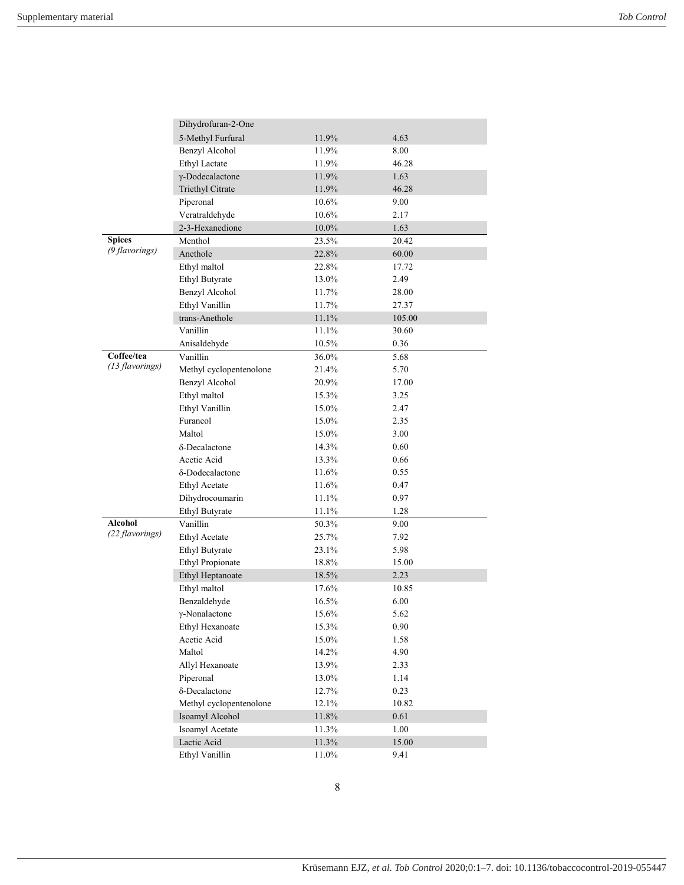| | | | |
|---|---|---|---|
| | Dihydrofuran-2-One | | |
| | 5-Methyl Furfural | 11.9% | 4.63 |
| | Benzyl Alcohol | 11.9% | 8.00 |
| | Ethyl Lactate | 11.9% | 46.28 |
| | γ-Dodecalactone | 11.9% | 1.63 |
| | Triethyl Citrate | 11.9% | 46.28 |
| | Piperonal | 10.6% | 9.00 |
| | Veratraldehyde | 10.6% | 2.17 |
| | 2-3-Hexanedione | 10.0% | 1.63 |
| **Spices** *(9 flavorings)* | Menthol | 23.5% | 20.42 |
| | Anethole | 22.8% | 60.00 |
| | Ethyl maltol | 22.8% | 17.72 |
| | Ethyl Butyrate | 13.0% | 2.49 |
| | Benzyl Alcohol | 11.7% | 28.00 |
| | Ethyl Vanillin | 11.7% | 27.37 |
| | trans-Anethole | 11.1% | 105.00 |
| | Vanillin | 11.1% | 30.60 |
| | Anisaldehyde | 10.5% | 0.36 |
| **Coffee/tea** *(13 flavorings)* | Vanillin | 36.0% | 5.68 |
| | Methyl cyclopentenolone | 21.4% | 5.70 |
| | Benzyl Alcohol | 20.9% | 17.00 |
| | Ethyl maltol | 15.3% | 3.25 |
| | Ethyl Vanillin | 15.0% | 2.47 |
| | Furaneol | 15.0% | 2.35 |
| | Maltol | 15.0% | 3.00 |
| | δ-Decalactone | 14.3% | 0.60 |
| | Acetic Acid | 13.3% | 0.66 |
| | δ-Dodecalactone | 11.6% | 0.55 |
| | Ethyl Acetate | 11.6% | 0.47 |
| | Dihydrocoumarin | 11.1% | 0.97 |
| | Ethyl Butyrate | 11.1% | 1.28 |
| **Alcohol** *(22 flavorings)* | Vanillin | 50.3% | 9.00 |
| | Ethyl Acetate | 25.7% | 7.92 |
| | Ethyl Butyrate | 23.1% | 5.98 |
| | Ethyl Propionate | 18.8% | 15.00 |
| | Ethyl Heptanoate | 18.5% | 2.23 |
| | Ethyl maltol | 17.6% | 10.85 |
| | Benzaldehyde | 16.5% | 6.00 |
| | γ-Nonalactone | 15.6% | 5.62 |
| | Ethyl Hexanoate | 15.3% | 0.90 |
| | Acetic Acid | 15.0% | 1.58 |
| | Maltol | 14.2% | 4.90 |
| | Allyl Hexanoate | 13.9% | 2.33 |
| | Piperonal | 13.0% | 1.14 |
| | δ-Decalactone | 12.7% | 0.23 |
| | Methyl cyclopentenolone | 12.1% | 10.82 |
| | Isoamyl Alcohol | 11.8% | 0.61 |
| | Isoamyl Acetate | 11.3% | 1.00 |
| | Lactic Acid | 11.3% | 15.00 |
| | Ethyl Vanillin | 11.0% | 9.41 |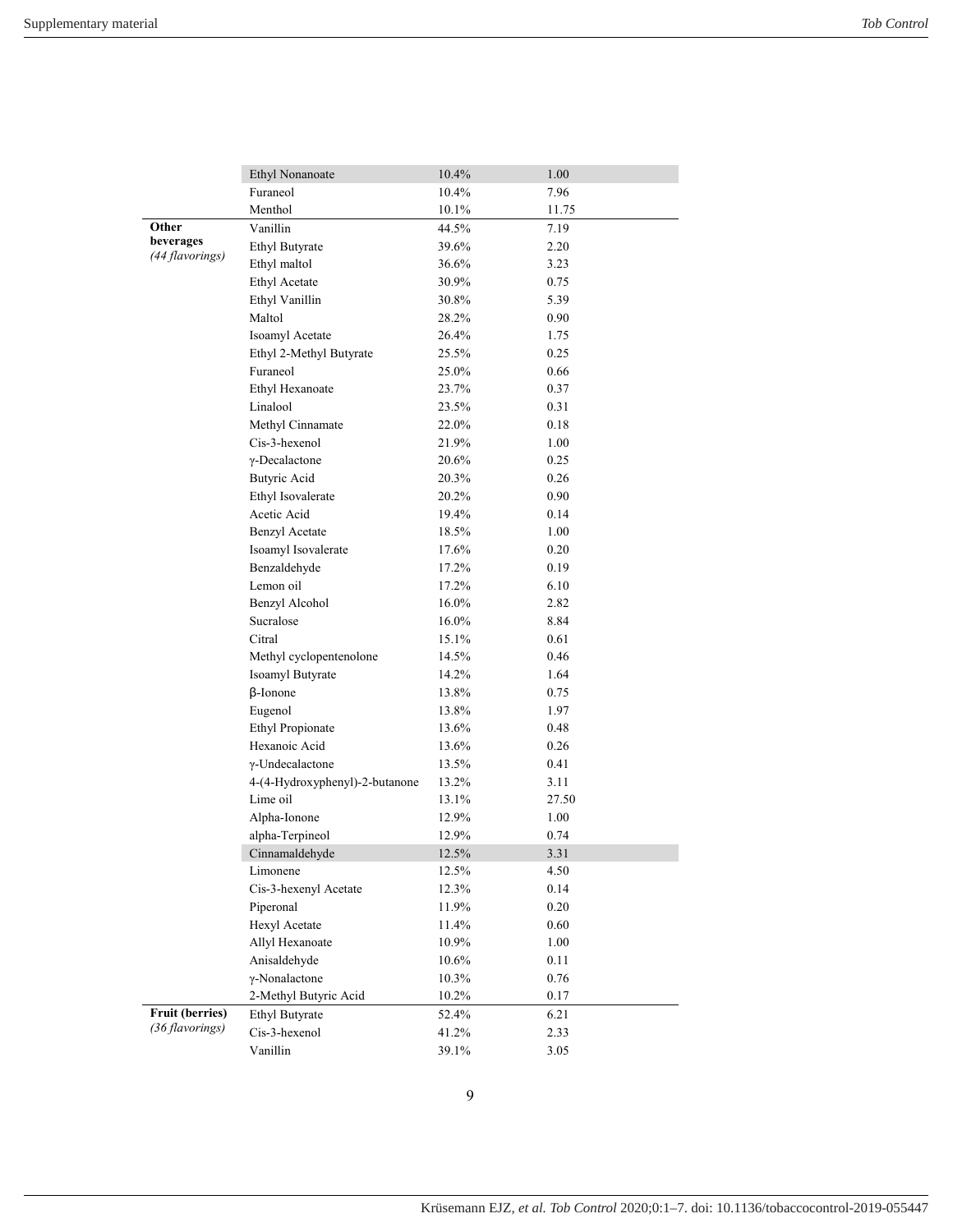| | | | |
|---|---|---|---|
| | Ethyl Nonanoate | 10.4% | 1.00 |
| | Furaneol | 10.4% | 7.96 |
| | Menthol | 10.1% | 11.75 |
| **Other beverages** *(44 flavorings)* | Vanillin | 44.5% | 7.19 |
| | Ethyl Butyrate | 39.6% | 2.20 |
| | Ethyl maltol | 36.6% | 3.23 |
| | Ethyl Acetate | 30.9% | 0.75 |
| | Ethyl Vanillin | 30.8% | 5.39 |
| | Maltol | 28.2% | 0.90 |
| | Isoamyl Acetate | 26.4% | 1.75 |
| | Ethyl 2-Methyl Butyrate | 25.5% | 0.25 |
| | Furaneol | 25.0% | 0.66 |
| | Ethyl Hexanoate | 23.7% | 0.37 |
| | Linalool | 23.5% | 0.31 |
| | Methyl Cinnamate | 22.0% | 0.18 |
| | Cis-3-hexenol | 21.9% | 1.00 |
| | γ-Decalactone | 20.6% | 0.25 |
| | Butyric Acid | 20.3% | 0.26 |
| | Ethyl Isovalerate | 20.2% | 0.90 |
| | Acetic Acid | 19.4% | 0.14 |
| | Benzyl Acetate | 18.5% | 1.00 |
| | Isoamyl Isovalerate | 17.6% | 0.20 |
| | Benzaldehyde | 17.2% | 0.19 |
| | Lemon oil | 17.2% | 6.10 |
| | Benzyl Alcohol | 16.0% | 2.82 |
| | Sucralose | 16.0% | 8.84 |
| | Citral | 15.1% | 0.61 |
| | Methyl cyclopentenolone | 14.5% | 0.46 |
| | Isoamyl Butyrate | 14.2% | 1.64 |
| | β-Ionone | 13.8% | 0.75 |
| | Eugenol | 13.8% | 1.97 |
| | Ethyl Propionate | 13.6% | 0.48 |
| | Hexanoic Acid | 13.6% | 0.26 |
| | γ-Undecalactone | 13.5% | 0.41 |
| | 4-(4-Hydroxyphenyl)-2-butanone | 13.2% | 3.11 |
| | Lime oil | 13.1% | 27.50 |
| | Alpha-Ionone | 12.9% | 1.00 |
| | alpha-Terpineol | 12.9% | 0.74 |
| | Cinnamaldehyde | 12.5% | 3.31 |
| | Limonene | 12.5% | 4.50 |
| | Cis-3-hexenyl Acetate | 12.3% | 0.14 |
| | Piperonal | 11.9% | 0.20 |
| | Hexyl Acetate | 11.4% | 0.60 |
| | Allyl Hexanoate | 10.9% | 1.00 |
| | Anisaldehyde | 10.6% | 0.11 |
| | γ-Nonalactone | 10.3% | 0.76 |
| | 2-Methyl Butyric Acid | 10.2% | 0.17 |
| **Fruit (berries)** *(36 flavorings)* | Ethyl Butyrate | 52.4% | 6.21 |
| | Cis-3-hexenol | 41.2% | 2.33 |
| | Vanillin | 39.1% | 3.05 |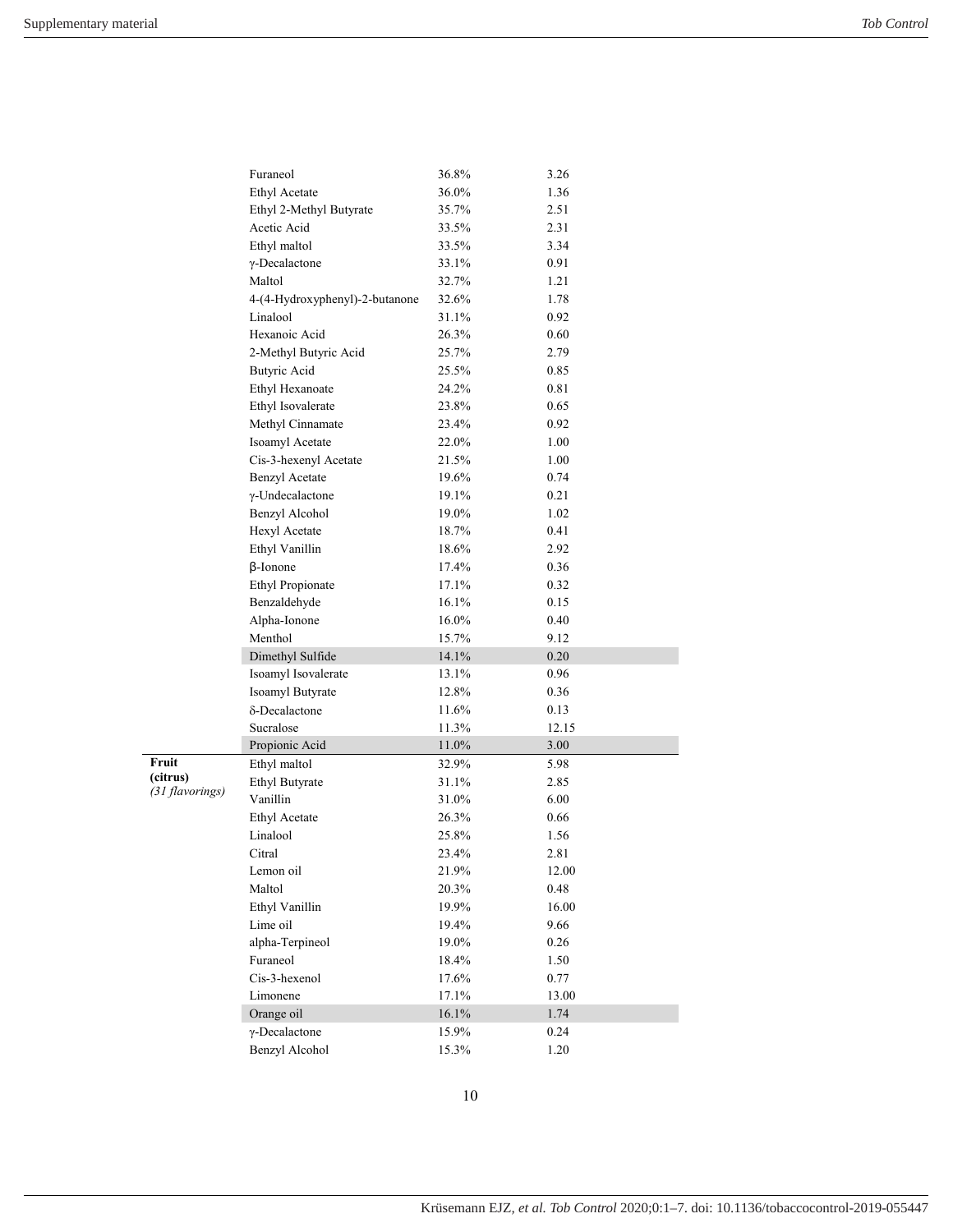| | | | |
|---|---|---|---|
| | Furaneol | 36.8% | 3.26 |
| | Ethyl Acetate | 36.0% | 1.36 |
| | Ethyl 2-Methyl Butyrate | 35.7% | 2.51 |
| | Acetic Acid | 33.5% | 2.31 |
| | Ethyl maltol | 33.5% | 3.34 |
| | γ-Decalactone | 33.1% | 0.91 |
| | Maltol | 32.7% | 1.21 |
| | 4-(4-Hydroxyphenyl)-2-butanone | 32.6% | 1.78 |
| | Linalool | 31.1% | 0.92 |
| | Hexanoic Acid | 26.3% | 0.60 |
| | 2-Methyl Butyric Acid | 25.7% | 2.79 |
| | Butyric Acid | 25.5% | 0.85 |
| | Ethyl Hexanoate | 24.2% | 0.81 |
| | Ethyl Isovalerate | 23.8% | 0.65 |
| | Methyl Cinnamate | 23.4% | 0.92 |
| | Isoamyl Acetate | 22.0% | 1.00 |
| | Cis-3-hexenyl Acetate | 21.5% | 1.00 |
| | Benzyl Acetate | 19.6% | 0.74 |
| | γ-Undecalactone | 19.1% | 0.21 |
| | Benzyl Alcohol | 19.0% | 1.02 |
| | Hexyl Acetate | 18.7% | 0.41 |
| | Ethyl Vanillin | 18.6% | 2.92 |
| | β-Ionone | 17.4% | 0.36 |
| | Ethyl Propionate | 17.1% | 0.32 |
| | Benzaldehyde | 16.1% | 0.15 |
| | Alpha-Ionone | 16.0% | 0.40 |
| | Menthol | 15.7% | 9.12 |
| | Dimethyl Sulfide | 14.1% | 0.20 |
| | Isoamyl Isovalerate | 13.1% | 0.96 |
| | Isoamyl Butyrate | 12.8% | 0.36 |
| | δ-Decalactone | 11.6% | 0.13 |
| | Sucralose | 11.3% | 12.15 |
| | Propionic Acid | 11.0% | 3.00 |
| **Fruit (citrus)** *(31 flavorings)* | Ethyl maltol | 32.9% | 5.98 |
| | Ethyl Butyrate | 31.1% | 2.85 |
| | Vanillin | 31.0% | 6.00 |
| | Ethyl Acetate | 26.3% | 0.66 |
| | Linalool | 25.8% | 1.56 |
| | Citral | 23.4% | 2.81 |
| | Lemon oil | 21.9% | 12.00 |
| | Maltol | 20.3% | 0.48 |
| | Ethyl Vanillin | 19.9% | 16.00 |
| | Lime oil | 19.4% | 9.66 |
| | alpha-Terpineol | 19.0% | 0.26 |
| | Furaneol | 18.4% | 1.50 |
| | Cis-3-hexenol | 17.6% | 0.77 |
| | Limonene | 17.1% | 13.00 |
| | Orange oil | 16.1% | 1.74 |
| | γ-Decalactone | 15.9% | 0.24 |
| | Benzyl Alcohol | 15.3% | 1.20 |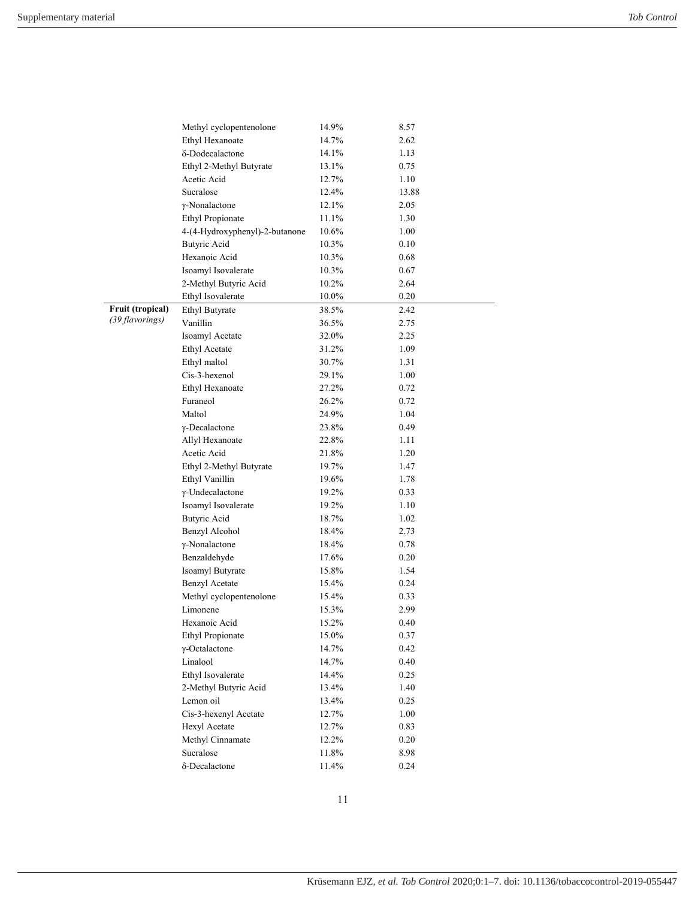| | | | |
|---|---|---|---|
| | Methyl cyclopentenolone | 14.9% | 8.57 |
| | Ethyl Hexanoate | 14.7% | 2.62 |
| | δ-Dodecalactone | 14.1% | 1.13 |
| | Ethyl 2-Methyl Butyrate | 13.1% | 0.75 |
| | Acetic Acid | 12.7% | 1.10 |
| | Sucralose | 12.4% | 13.88 |
| | γ-Nonalactone | 12.1% | 2.05 |
| | Ethyl Propionate | 11.1% | 1.30 |
| | 4-(4-Hydroxyphenyl)-2-butanone | 10.6% | 1.00 |
| | Butyric Acid | 10.3% | 0.10 |
| | Hexanoic Acid | 10.3% | 0.68 |
| | Isoamyl Isovalerate | 10.3% | 0.67 |
| | 2-Methyl Butyric Acid | 10.2% | 2.64 |
| | Ethyl Isovalerate | 10.0% | 0.20 |
| **Fruit (tropical)** *(39 flavorings)* | Ethyl Butyrate | 38.5% | 2.42 |
| | Vanillin | 36.5% | 2.75 |
| | Isoamyl Acetate | 32.0% | 2.25 |
| | Ethyl Acetate | 31.2% | 1.09 |
| | Ethyl maltol | 30.7% | 1.31 |
| | Cis-3-hexenol | 29.1% | 1.00 |
| | Ethyl Hexanoate | 27.2% | 0.72 |
| | Furaneol | 26.2% | 0.72 |
| | Maltol | 24.9% | 1.04 |
| | γ-Decalactone | 23.8% | 0.49 |
| | Allyl Hexanoate | 22.8% | 1.11 |
| | Acetic Acid | 21.8% | 1.20 |
| | Ethyl 2-Methyl Butyrate | 19.7% | 1.47 |
| | Ethyl Vanillin | 19.6% | 1.78 |
| | γ-Undecalactone | 19.2% | 0.33 |
| | Isoamyl Isovalerate | 19.2% | 1.10 |
| | Butyric Acid | 18.7% | 1.02 |
| | Benzyl Alcohol | 18.4% | 2.73 |
| | γ-Nonalactone | 18.4% | 0.78 |
| | Benzaldehyde | 17.6% | 0.20 |
| | Isoamyl Butyrate | 15.8% | 1.54 |
| | Benzyl Acetate | 15.4% | 0.24 |
| | Methyl cyclopentenolone | 15.4% | 0.33 |
| | Limonene | 15.3% | 2.99 |
| | Hexanoic Acid | 15.2% | 0.40 |
| | Ethyl Propionate | 15.0% | 0.37 |
| | γ-Octalactone | 14.7% | 0.42 |
| | Linalool | 14.7% | 0.40 |
| | Ethyl Isovalerate | 14.4% | 0.25 |
| | 2-Methyl Butyric Acid | 13.4% | 1.40 |
| | Lemon oil | 13.4% | 0.25 |
| | Cis-3-hexenyl Acetate | 12.7% | 1.00 |
| | Hexyl Acetate | 12.7% | 0.83 |
| | Methyl Cinnamate | 12.2% | 0.20 |
| | Sucralose | 11.8% | 8.98 |
| | δ-Decalactone | 11.4% | 0.24 |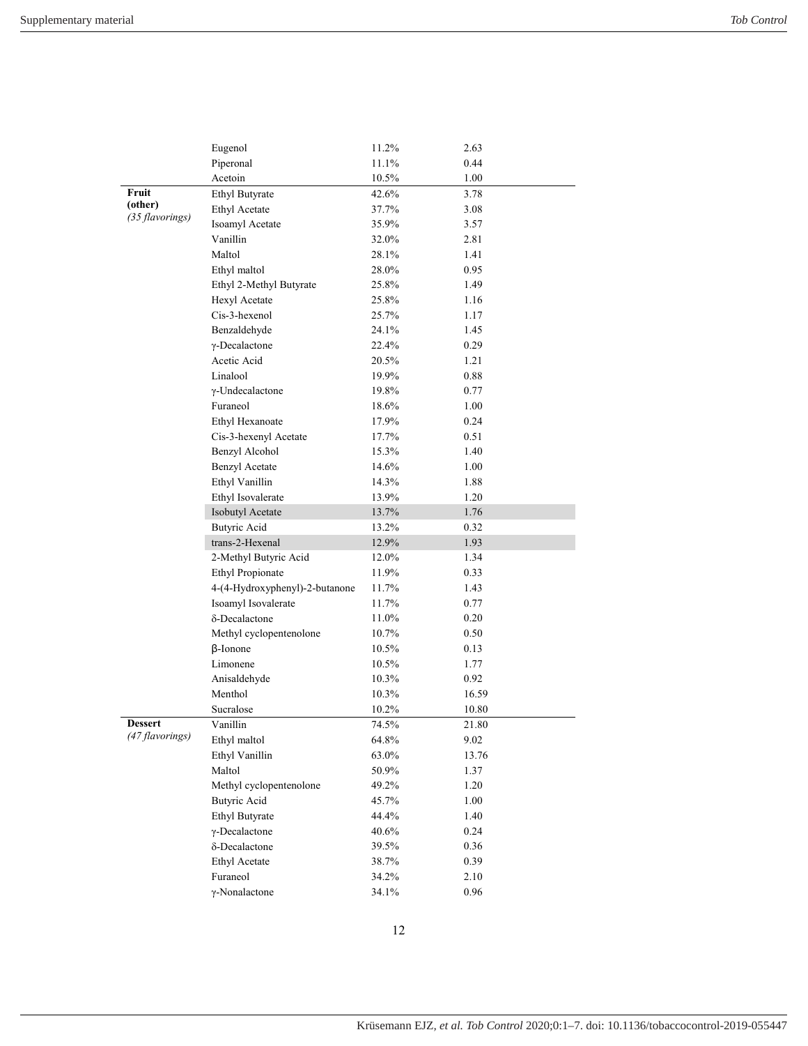| | | | |
|---|---|---|---|
| | Eugenol | 11.2% | 2.63 |
| | Piperonal | 11.1% | 0.44 |
| | Acetoin | 10.5% | 1.00 |
| **Fruit (other)** *(35 flavorings)* | Ethyl Butyrate | 42.6% | 3.78 |
| | Ethyl Acetate | 37.7% | 3.08 |
| | Isoamyl Acetate | 35.9% | 3.57 |
| | Vanillin | 32.0% | 2.81 |
| | Maltol | 28.1% | 1.41 |
| | Ethyl maltol | 28.0% | 0.95 |
| | Ethyl 2-Methyl Butyrate | 25.8% | 1.49 |
| | Hexyl Acetate | 25.8% | 1.16 |
| | Cis-3-hexenol | 25.7% | 1.17 |
| | Benzaldehyde | 24.1% | 1.45 |
| | γ-Decalactone | 22.4% | 0.29 |
| | Acetic Acid | 20.5% | 1.21 |
| | Linalool | 19.9% | 0.88 |
| | γ-Undecalactone | 19.8% | 0.77 |
| | Furaneol | 18.6% | 1.00 |
| | Ethyl Hexanoate | 17.9% | 0.24 |
| | Cis-3-hexenyl Acetate | 17.7% | 0.51 |
| | Benzyl Alcohol | 15.3% | 1.40 |
| | Benzyl Acetate | 14.6% | 1.00 |
| | Ethyl Vanillin | 14.3% | 1.88 |
| | Ethyl Isovalerate | 13.9% | 1.20 |
| | Isobutyl Acetate | 13.7% | 1.76 |
| | Butyric Acid | 13.2% | 0.32 |
| | trans-2-Hexenal | 12.9% | 1.93 |
| | 2-Methyl Butyric Acid | 12.0% | 1.34 |
| | Ethyl Propionate | 11.9% | 0.33 |
| | 4-(4-Hydroxyphenyl)-2-butanone | 11.7% | 1.43 |
| | Isoamyl Isovalerate | 11.7% | 0.77 |
| | δ-Decalactone | 11.0% | 0.20 |
| | Methyl cyclopentenolone | 10.7% | 0.50 |
| | β-Ionone | 10.5% | 0.13 |
| | Limonene | 10.5% | 1.77 |
| | Anisaldehyde | 10.3% | 0.92 |
| | Menthol | 10.3% | 16.59 |
| | Sucralose | 10.2% | 10.80 |
| **Dessert** *(47 flavorings)* | Vanillin | 74.5% | 21.80 |
| | Ethyl maltol | 64.8% | 9.02 |
| | Ethyl Vanillin | 63.0% | 13.76 |
| | Maltol | 50.9% | 1.37 |
| | Methyl cyclopentenolone | 49.2% | 1.20 |
| | Butyric Acid | 45.7% | 1.00 |
| | Ethyl Butyrate | 44.4% | 1.40 |
| | γ-Decalactone | 40.6% | 0.24 |
| | δ-Decalactone | 39.5% | 0.36 |
| | Ethyl Acetate | 38.7% | 0.39 |
| | Furaneol | 34.2% | 2.10 |
| | γ-Nonalactone | 34.1% | 0.96 |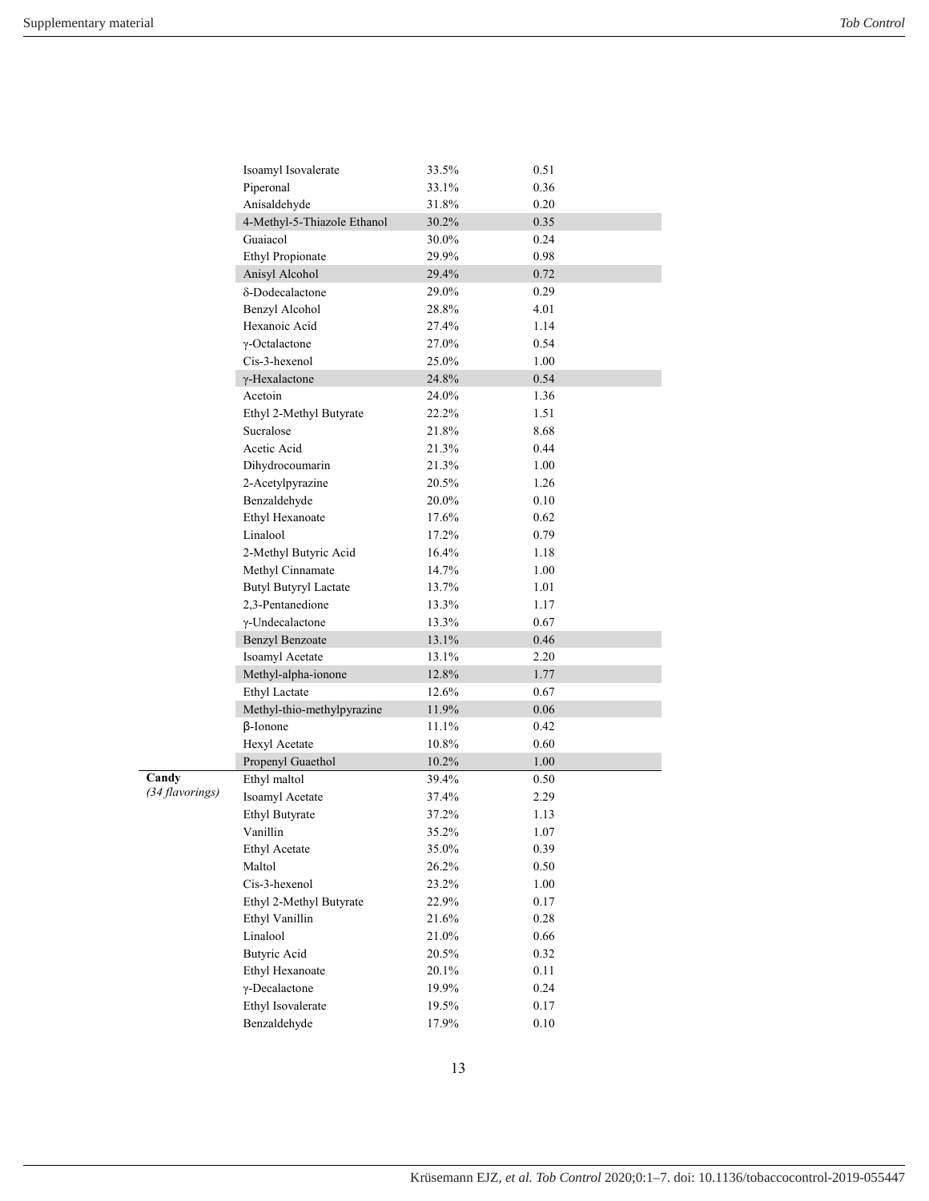| | | | |
|---|---|---|---|
| | Isoamyl Isovalerate | 33.5% | 0.51 |
| | Piperonal | 33.1% | 0.36 |
| | Anisaldehyde | 31.8% | 0.20 |
| | 4-Methyl-5-Thiazole Ethanol | 30.2% | 0.35 |
| | Guaiacol | 30.0% | 0.24 |
| | Ethyl Propionate | 29.9% | 0.98 |
| | Anisyl Alcohol | 29.4% | 0.72 |
| | δ-Dodecalactone | 29.0% | 0.29 |
| | Benzyl Alcohol | 28.8% | 4.01 |
| | Hexanoic Acid | 27.4% | 1.14 |
| | γ-Octalactone | 27.0% | 0.54 |
| | Cis-3-hexenol | 25.0% | 1.00 |
| | γ-Hexalactone | 24.8% | 0.54 |
| | Acetoin | 24.0% | 1.36 |
| | Ethyl 2-Methyl Butyrate | 22.2% | 1.51 |
| | Sucralose | 21.8% | 8.68 |
| | Acetic Acid | 21.3% | 0.44 |
| | Dihydrocoumarin | 21.3% | 1.00 |
| | 2-Acetylpyrazine | 20.5% | 1.26 |
| | Benzaldehyde | 20.0% | 0.10 |
| | Ethyl Hexanoate | 17.6% | 0.62 |
| | Linalool | 17.2% | 0.79 |
| | 2-Methyl Butyric Acid | 16.4% | 1.18 |
| | Methyl Cinnamate | 14.7% | 1.00 |
| | Butyl Butyryl Lactate | 13.7% | 1.01 |
| | 2,3-Pentanedione | 13.3% | 1.17 |
| | γ-Undecalactone | 13.3% | 0.67 |
| | Benzyl Benzoate | 13.1% | 0.46 |
| | Isoamyl Acetate | 13.1% | 2.20 |
| | Methyl-alpha-ionone | 12.8% | 1.77 |
| | Ethyl Lactate | 12.6% | 0.67 |
| | Methyl-thio-methylpyrazine | 11.9% | 0.06 |
| | β-Ionone | 11.1% | 0.42 |
| | Hexyl Acetate | 10.8% | 0.60 |
| | Propenyl Guaethol | 10.2% | 1.00 |
| **Candy** *(34 flavorings)* | Ethyl maltol | 39.4% | 0.50 |
| | Isoamyl Acetate | 37.4% | 2.29 |
| | Ethyl Butyrate | 37.2% | 1.13 |
| | Vanillin | 35.2% | 1.07 |
| | Ethyl Acetate | 35.0% | 0.39 |
| | Maltol | 26.2% | 0.50 |
| | Cis-3-hexenol | 23.2% | 1.00 |
| | Ethyl 2-Methyl Butyrate | 22.9% | 0.17 |
| | Ethyl Vanillin | 21.6% | 0.28 |
| | Linalool | 21.0% | 0.66 |
| | Butyric Acid | 20.5% | 0.32 |
| | Ethyl Hexanoate | 20.1% | 0.11 |
| | γ-Decalactone | 19.9% | 0.24 |
| | Ethyl Isovalerate | 19.5% | 0.17 |
| | Benzaldehyde | 17.9% | 0.10 |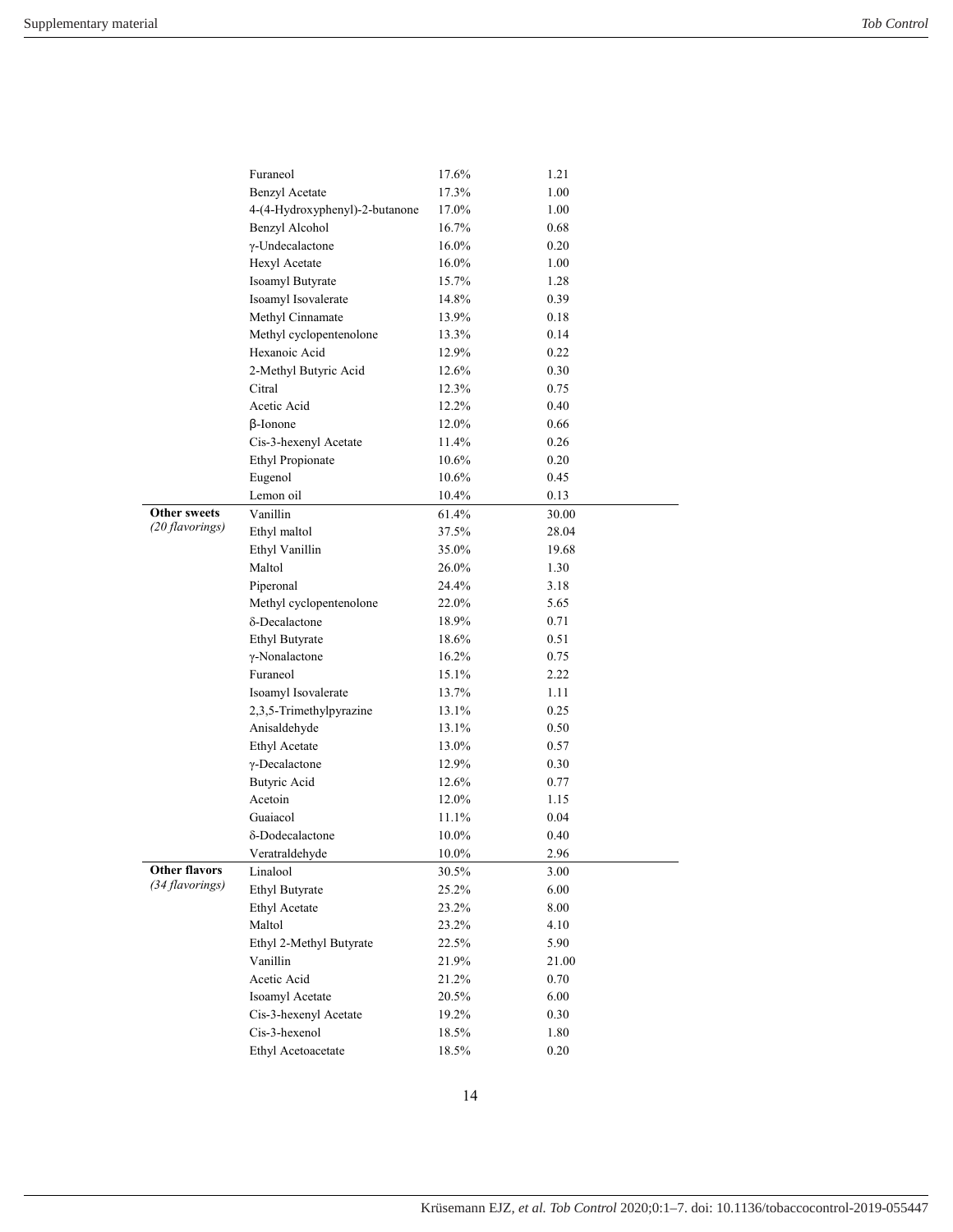| | | | |
|---|---|---|---|
| | Furaneol | 17.6% | 1.21 |
| | Benzyl Acetate | 17.3% | 1.00 |
| | 4-(4-Hydroxyphenyl)-2-butanone | 17.0% | 1.00 |
| | Benzyl Alcohol | 16.7% | 0.68 |
| | γ-Undecalactone | 16.0% | 0.20 |
| | Hexyl Acetate | 16.0% | 1.00 |
| | Isoamyl Butyrate | 15.7% | 1.28 |
| | Isoamyl Isovalerate | 14.8% | 0.39 |
| | Methyl Cinnamate | 13.9% | 0.18 |
| | Methyl cyclopentenolone | 13.3% | 0.14 |
| | Hexanoic Acid | 12.9% | 0.22 |
| | 2-Methyl Butyric Acid | 12.6% | 0.30 |
| | Citral | 12.3% | 0.75 |
| | Acetic Acid | 12.2% | 0.40 |
| | β-Ionone | 12.0% | 0.66 |
| | Cis-3-hexenyl Acetate | 11.4% | 0.26 |
| | Ethyl Propionate | 10.6% | 0.20 |
| | Eugenol | 10.6% | 0.45 |
| | Lemon oil | 10.4% | 0.13 |
| **Other sweets** *(20 flavorings)* | Vanillin | 61.4% | 30.00 |
| | Ethyl maltol | 37.5% | 28.04 |
| | Ethyl Vanillin | 35.0% | 19.68 |
| | Maltol | 26.0% | 1.30 |
| | Piperonal | 24.4% | 3.18 |
| | Methyl cyclopentenolone | 22.0% | 5.65 |
| | δ-Decalactone | 18.9% | 0.71 |
| | Ethyl Butyrate | 18.6% | 0.51 |
| | γ-Nonalactone | 16.2% | 0.75 |
| | Furaneol | 15.1% | 2.22 |
| | Isoamyl Isovalerate | 13.7% | 1.11 |
| | 2,3,5-Trimethylpyrazine | 13.1% | 0.25 |
| | Anisaldehyde | 13.1% | 0.50 |
| | Ethyl Acetate | 13.0% | 0.57 |
| | γ-Decalactone | 12.9% | 0.30 |
| | Butyric Acid | 12.6% | 0.77 |
| | Acetoin | 12.0% | 1.15 |
| | Guaiacol | 11.1% | 0.04 |
| | δ-Dodecalactone | 10.0% | 0.40 |
| | Veratraldehyde | 10.0% | 2.96 |
| **Other flavors** *(34 flavorings)* | Linalool | 30.5% | 3.00 |
| | Ethyl Butyrate | 25.2% | 6.00 |
| | Ethyl Acetate | 23.2% | 8.00 |
| | Maltol | 23.2% | 4.10 |
| | Ethyl 2-Methyl Butyrate | 22.5% | 5.90 |
| | Vanillin | 21.9% | 21.00 |
| | Acetic Acid | 21.2% | 0.70 |
| | Isoamyl Acetate | 20.5% | 6.00 |
| | Cis-3-hexenyl Acetate | 19.2% | 0.30 |
| | Cis-3-hexenol | 18.5% | 1.80 |
| | Ethyl Acetoacetate | 18.5% | 0.20 |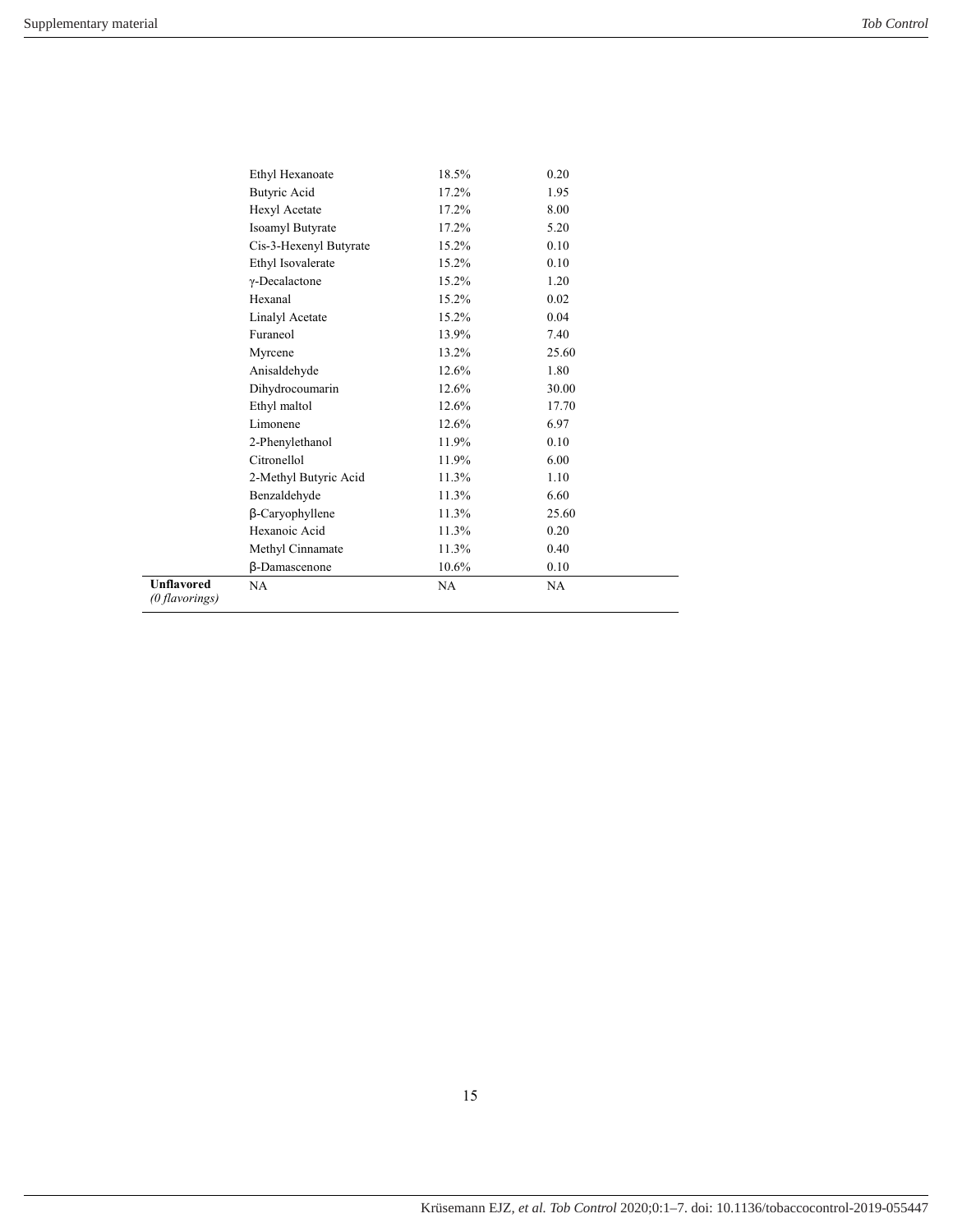| | | | |
|---|---|---|---|
| | Ethyl Hexanoate | 18.5% | 0.20 |
| | Butyric Acid | 17.2% | 1.95 |
| | Hexyl Acetate | 17.2% | 8.00 |
| | Isoamyl Butyrate | 17.2% | 5.20 |
| | Cis-3-Hexenyl Butyrate | 15.2% | 0.10 |
| | Ethyl Isovalerate | 15.2% | 0.10 |
| | γ-Decalactone | 15.2% | 1.20 |
| | Hexanal | 15.2% | 0.02 |
| | Linalyl Acetate | 15.2% | 0.04 |
| | Furaneol | 13.9% | 7.40 |
| | Myrcene | 13.2% | 25.60 |
| | Anisaldehyde | 12.6% | 1.80 |
| | Dihydrocoumarin | 12.6% | 30.00 |
| | Ethyl maltol | 12.6% | 17.70 |
| | Limonene | 12.6% | 6.97 |
| | 2-Phenylethanol | 11.9% | 0.10 |
| | Citronellol | 11.9% | 6.00 |
| | 2-Methyl Butyric Acid | 11.3% | 1.10 |
| | Benzaldehyde | 11.3% | 6.60 |
| | β-Caryophyllene | 11.3% | 25.60 |
| | Hexanoic Acid | 11.3% | 0.20 |
| | Methyl Cinnamate | 11.3% | 0.40 |
| | β-Damascenone | 10.6% | 0.10 |
| **Unflavored** *(0 flavorings)* | NA | NA | NA |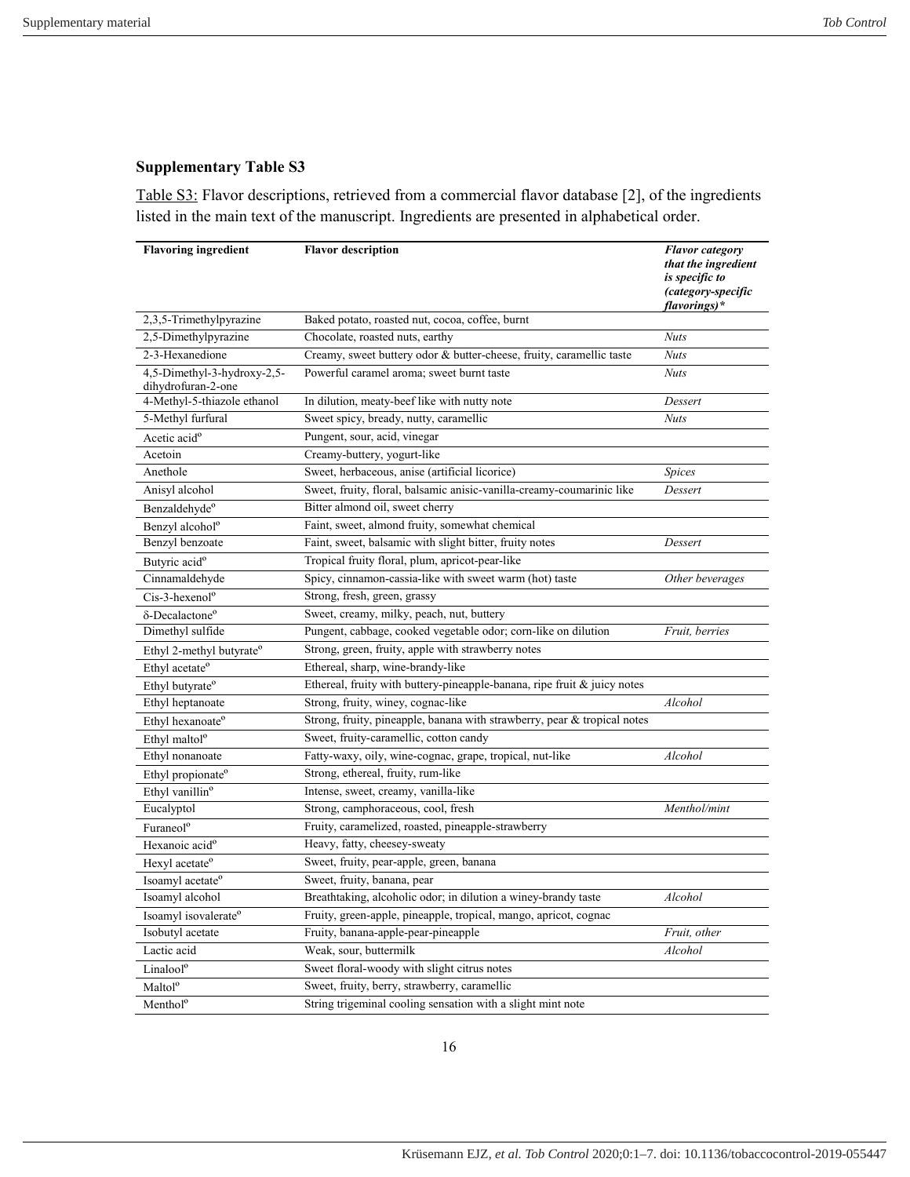## Supplementary Table S3

Table S3: Flavor descriptions, retrieved from a commercial flavor database [2], of the ingredients listed in the main text of the manuscript. Ingredients are presented in alphabetical order.

| Flavoring ingredient | Flavor description | *Flavor category that the ingredient is specific to (category-specific flavorings)\** |
|---|---|---|
| 2,3,5-Trimethylpyrazine | Baked potato, roasted nut, cocoa, coffee, burnt | |
| 2,5-Dimethylpyrazine | Chocolate, roasted nuts, earthy | *Nuts* |
| 2-3-Hexanedione | Creamy, sweet buttery odor & butter-cheese, fruity, caramellic taste | *Nuts* |
| 4,5-Dimethyl-3-hydroxy-2,5-dihydrofuran-2-one | Powerful caramel aroma; sweet burnt taste | *Nuts* |
| 4-Methyl-5-thiazole ethanol | In dilution, meaty-beef like with nutty note | *Dessert* |
| 5-Methyl furfural | Sweet spicy, bready, nutty, caramellic | *Nuts* |
| Acetic acid[o] | Pungent, sour, acid, vinegar | |
| Acetoin | Creamy-buttery, yogurt-like | |
| Anethole | Sweet, herbaceous, anise (artificial licorice) | *Spices* |
| Anisyl alcohol | Sweet, fruity, floral, balsamic anisic-vanilla-creamy-coumarinic like | *Dessert* |
| Benzaldehyde[o] | Bitter almond oil, sweet cherry | |
| Benzyl alcohol[o] | Faint, sweet, almond fruity, somewhat chemical | |
| Benzyl benzoate | Faint, sweet, balsamic with slight bitter, fruity notes | *Dessert* |
| Butyric acid[o] | Tropical fruity floral, plum, apricot-pear-like | |
| Cinnamaldehyde | Spicy, cinnamon-cassia-like with sweet warm (hot) taste | *Other beverages* |
| Cis-3-hexenol[o] | Strong, fresh, green, grassy | |
| δ-Decalactone[o] | Sweet, creamy, milky, peach, nut, buttery | |
| Dimethyl sulfide | Pungent, cabbage, cooked vegetable odor; corn-like on dilution | *Fruit, berries* |
| Ethyl 2-methyl butyrate[o] | Strong, green, fruity, apple with strawberry notes | |
| Ethyl acetate[o] | Ethereal, sharp, wine-brandy-like | |
| Ethyl butyrate[o] | Ethereal, fruity with buttery-pineapple-banana, ripe fruit & juicy notes | |
| Ethyl heptanoate | Strong, fruity, winey, cognac-like | *Alcohol* |
| Ethyl hexanoate[o] | Strong, fruity, pineapple, banana with strawberry, pear & tropical notes | |
| Ethyl maltol[o] | Sweet, fruity-caramellic, cotton candy | |
| Ethyl nonanoate | Fatty-waxy, oily, wine-cognac, grape, tropical, nut-like | *Alcohol* |
| Ethyl propionate[o] | Strong, ethereal, fruity, rum-like | |
| Ethyl vanillin[o] | Intense, sweet, creamy, vanilla-like | |
| Eucalyptol | Strong, camphoraceous, cool, fresh | *Menthol/mint* |
| Furaneol[o] | Fruity, caramelized, roasted, pineapple-strawberry | |
| Hexanoic acid[o] | Heavy, fatty, cheesey-sweaty | |
| Hexyl acetate[o] | Sweet, fruity, pear-apple, green, banana | |
| Isoamyl acetate[o] | Sweet, fruity, banana, pear | |
| Isoamyl alcohol | Breathtaking, alcoholic odor; in dilution a winey-brandy taste | *Alcohol* |
| Isoamyl isovalerate[o] | Fruity, green-apple, pineapple, tropical, mango, apricot, cognac | |
| Isobutyl acetate | Fruity, banana-apple-pear-pineapple | *Fruit, other* |
| Lactic acid | Weak, sour, buttermilk | *Alcohol* |
| Linalool[o] | Sweet floral-woody with slight citrus notes | |
| Maltol[o] | Sweet, fruity, berry, strawberry, caramellic | |
| Menthol[o] | String trigeminal cooling sensation with a slight mint note | |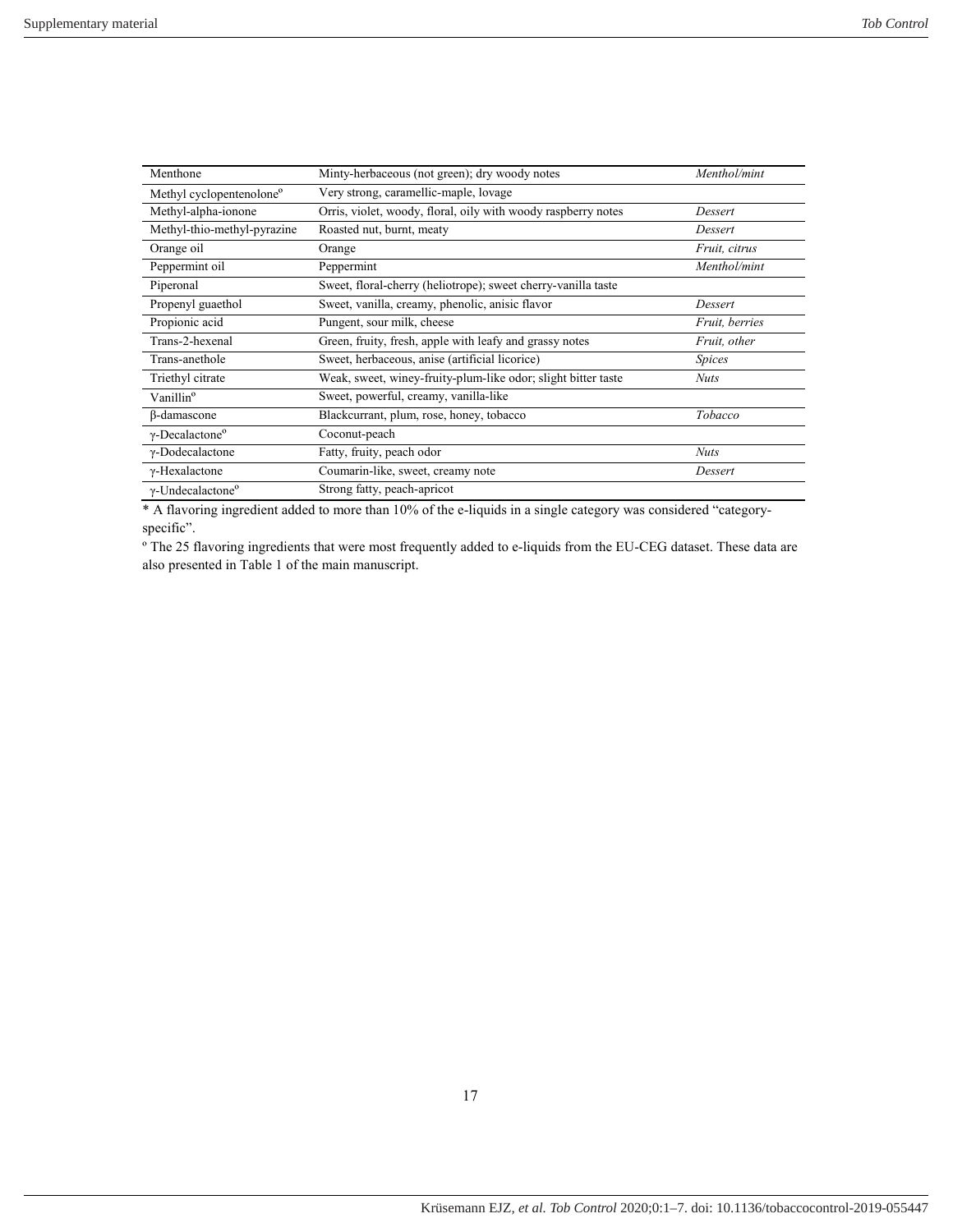| Menthone | Minty-herbaceous (not green); dry woody notes | *Menthol/mint* |
|---|---|---|
| Methyl cyclopentenolone° | Very strong, caramellic-maple, lovage | |
| Methyl-alpha-ionone | Orris, violet, woody, floral, oily with woody raspberry notes | *Dessert* |
| Methyl-thio-methyl-pyrazine | Roasted nut, burnt, meaty | *Dessert* |
| Orange oil | Orange | *Fruit, citrus* |
| Peppermint oil | Peppermint | *Menthol/mint* |
| Piperonal | Sweet, floral-cherry (heliotrope); sweet cherry-vanilla taste | |
| Propenyl guaethol | Sweet, vanilla, creamy, phenolic, anisic flavor | *Dessert* |
| Propionic acid | Pungent, sour milk, cheese | *Fruit, berries* |
| Trans-2-hexenal | Green, fruity, fresh, apple with leafy and grassy notes | *Fruit, other* |
| Trans-anethole | Sweet, herbaceous, anise (artificial licorice) | *Spices* |
| Triethyl citrate | Weak, sweet, winey-fruity-plum-like odor; slight bitter taste | *Nuts* |
| Vanillin° | Sweet, powerful, creamy, vanilla-like | |
| β-damascone | Blackcurrant, plum, rose, honey, tobacco | *Tobacco* |
| γ-Decalactone° | Coconut-peach | |
| γ-Dodecalactone | Fatty, fruity, peach odor | *Nuts* |
| γ-Hexalactone | Coumarin-like, sweet, creamy note | *Dessert* |
| γ-Undecalactone° | Strong fatty, peach-apricot | |

* A flavoring ingredient added to more than 10% of the e-liquids in a single category was considered "category-specific".

° The 25 flavoring ingredients that were most frequently added to e-liquids from the EU-CEG dataset. These data are also presented in Table 1 of the main manuscript.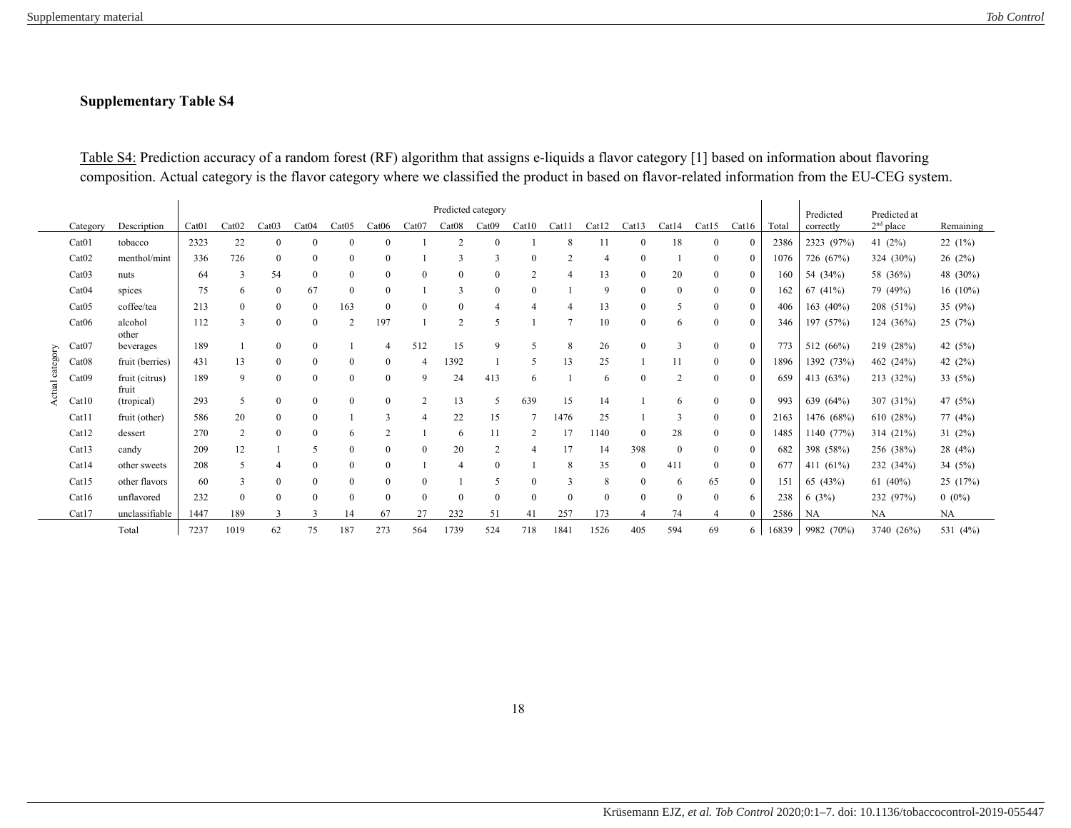**Supplementary Table S4**

Table S4: Prediction accuracy of a random forest (RF) algorithm that assigns e-liquids a flavor category [1] based on information about flavoring composition. Actual category is the flavor category where we classified the product in based on flavor-related information from the EU-CEG system.

| | Category | Description | Predicted category | | | | | | | | | | | | | | | | Total | Predicted correctly | Predicted at 2nd place | Remaining |
|---|---|---|---|---|---|---|---|---|---|---|---|---|---|---|---|---|---|---|---|---|---|---|
| | | | Cat01 | Cat02 | Cat03 | Cat04 | Cat05 | Cat06 | Cat07 | Cat08 | Cat09 | Cat10 | Cat11 | Cat12 | Cat13 | Cat14 | Cat15 | Cat16 | | | | |
| Actual category | Cat01 | tobacco | 2323 | 22 | 0 | 0 | 0 | 0 | 1 | 2 | 0 | 1 | 8 | 11 | 0 | 18 | 0 | 0 | 2386 | 2323 (97%) | 41 (2%) | 22 (1%) |
| | Cat02 | menthol/mint | 336 | 726 | 0 | 0 | 0 | 0 | 1 | 3 | 3 | 0 | 2 | 4 | 0 | 1 | 0 | 0 | 1076 | 726 (67%) | 324 (30%) | 26 (2%) |
| | Cat03 | nuts | 64 | 3 | 54 | 0 | 0 | 0 | 0 | 0 | 0 | 2 | 4 | 13 | 0 | 20 | 0 | 0 | 160 | 54 (34%) | 58 (36%) | 48 (30%) |
| | Cat04 | spices | 75 | 6 | 0 | 67 | 0 | 0 | 1 | 3 | 0 | 0 | 1 | 9 | 0 | 0 | 0 | 0 | 162 | 67 (41%) | 79 (49%) | 16 (10%) |
| | Cat05 | coffee/tea | 213 | 0 | 0 | 0 | 163 | 0 | 0 | 0 | 4 | 4 | 4 | 13 | 0 | 5 | 0 | 0 | 406 | 163 (40%) | 208 (51%) | 35 (9%) |
| | Cat06 | alcohol | 112 | 3 | 0 | 0 | 2 | 197 | 1 | 2 | 5 | 1 | 7 | 10 | 0 | 6 | 0 | 0 | 346 | 197 (57%) | 124 (36%) | 25 (7%) |
| | Cat07 | other beverages | 189 | 1 | 0 | 0 | 1 | 4 | 512 | 15 | 9 | 5 | 8 | 26 | 0 | 3 | 0 | 0 | 773 | 512 (66%) | 219 (28%) | 42 (5%) |
| | Cat08 | fruit (berries) | 431 | 13 | 0 | 0 | 0 | 0 | 4 | 1392 | 1 | 5 | 13 | 25 | 1 | 11 | 0 | 0 | 1896 | 1392 (73%) | 462 (24%) | 42 (2%) |
| | Cat09 | fruit (citrus) | 189 | 9 | 0 | 0 | 0 | 0 | 9 | 24 | 413 | 6 | 1 | 6 | 0 | 2 | 0 | 0 | 659 | 413 (63%) | 213 (32%) | 33 (5%) |
| | Cat10 | fruit (tropical) | 293 | 5 | 0 | 0 | 0 | 0 | 2 | 13 | 5 | 639 | 15 | 14 | 1 | 6 | 0 | 0 | 993 | 639 (64%) | 307 (31%) | 47 (5%) |
| | Cat11 | fruit (other) | 586 | 20 | 0 | 0 | 1 | 3 | 4 | 22 | 15 | 7 | 1476 | 25 | 1 | 3 | 0 | 0 | 2163 | 1476 (68%) | 610 (28%) | 77 (4%) |
| | Cat12 | dessert | 270 | 2 | 0 | 0 | 6 | 2 | 1 | 6 | 11 | 2 | 17 | 1140 | 0 | 28 | 0 | 0 | 1485 | 1140 (77%) | 314 (21%) | 31 (2%) |
| | Cat13 | candy | 209 | 12 | 1 | 5 | 0 | 0 | 0 | 20 | 2 | 4 | 17 | 14 | 398 | 0 | 0 | 0 | 682 | 398 (58%) | 256 (38%) | 28 (4%) |
| | Cat14 | other sweets | 208 | 5 | 4 | 0 | 0 | 0 | 1 | 4 | 0 | 1 | 8 | 35 | 0 | 411 | 0 | 0 | 677 | 411 (61%) | 232 (34%) | 34 (5%) |
| | Cat15 | other flavors | 60 | 3 | 0 | 0 | 0 | 0 | 0 | 1 | 5 | 0 | 3 | 8 | 0 | 6 | 65 | 0 | 151 | 65 (43%) | 61 (40%) | 25 (17%) |
| | Cat16 | unflavored | 232 | 0 | 0 | 0 | 0 | 0 | 0 | 0 | 0 | 0 | 0 | 0 | 0 | 0 | 0 | 6 | 238 | 6 (3%) | 232 (97%) | 0 (0%) |
| | Cat17 | unclassifiable | 1447 | 189 | 3 | 3 | 14 | 67 | 27 | 232 | 51 | 41 | 257 | 173 | 4 | 74 | 4 | 0 | 2586 | NA | NA | NA |
| | | Total | 7237 | 1019 | 62 | 75 | 187 | 273 | 564 | 1739 | 524 | 718 | 1841 | 1526 | 405 | 594 | 69 | 6 | 16839 | 9982 (70%) | 3740 (26%) | 531 (4%) |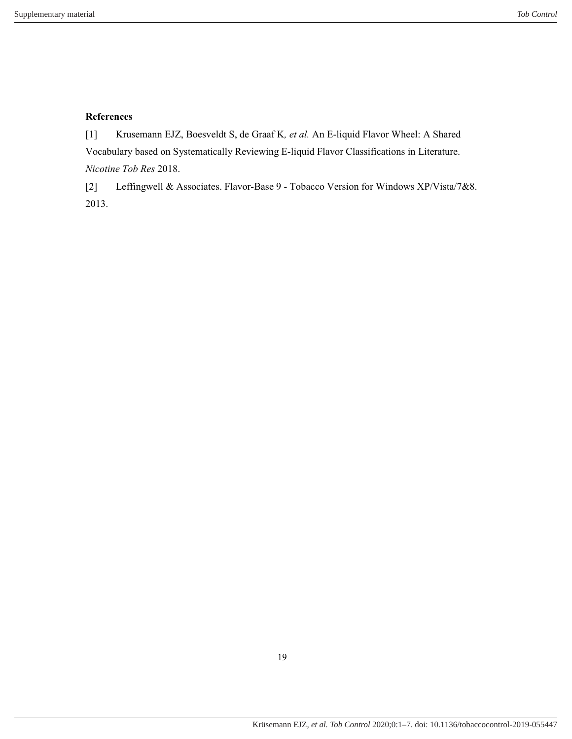**References**

[1] Krusemann EJZ, Boesveldt S, de Graaf K*, et al.* An E-liquid Flavor Wheel: A Shared Vocabulary based on Systematically Reviewing E-liquid Flavor Classifications in Literature. *Nicotine Tob Res* 2018.

[2] Leffingwell & Associates. Flavor-Base 9 - Tobacco Version for Windows XP/Vista/7&8. 2013.